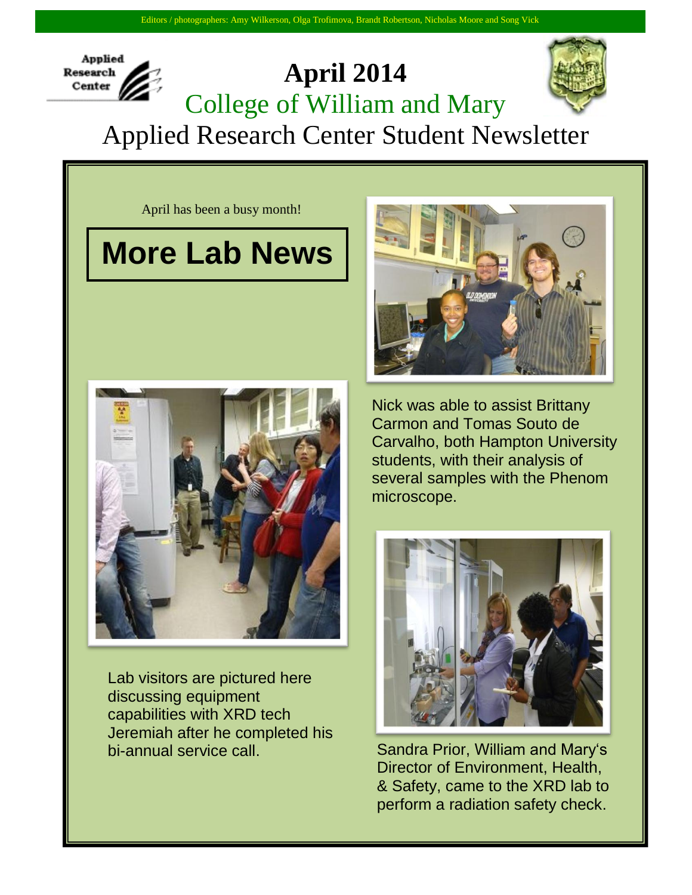Editors / photographers: Amy Wilkerson, Olga Trofimova, Brandt Robertson, Nicholas Moore and Song Vick

Applied Research Center

# April 2014

## College of William and Mary

## Applied Research Center Student Newsletter

April has been a busy month!

## More Lab News

Nick was able to assist Brittany Carmon and Tomas Souto de Carvalho, both Hampton University students, with their analysis of several samples with the Phenom microscope.

Lab visitors are pictured here discussing equipment capabilities with XRD tech Jeremiah after he completed his bi-annual service call.

Sandra Prior, William and Mary's Director of Environment, Health, & Safety, came to the XRD lab to perform a radiation safety check.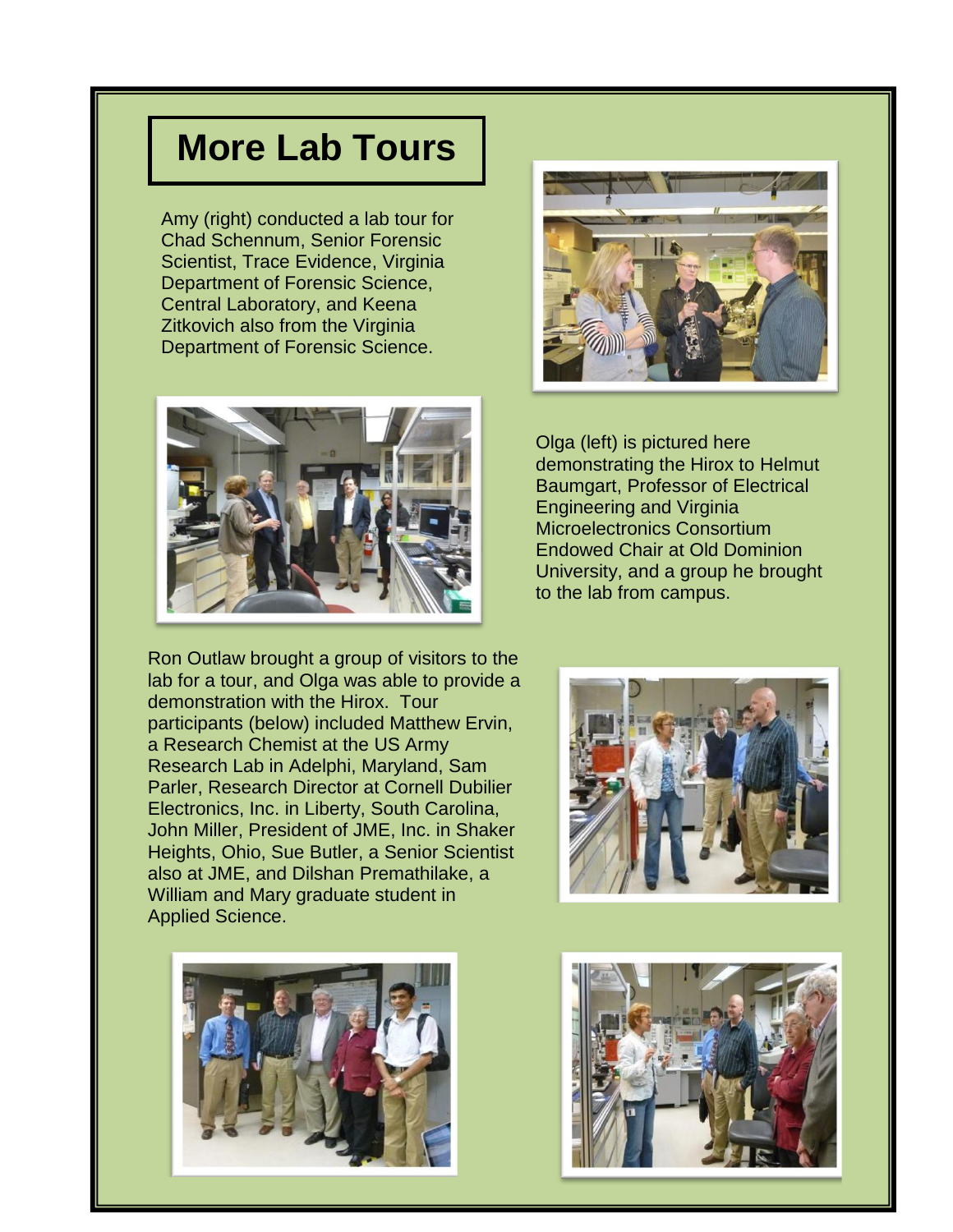# More Lab Tours

Amy (right) conducted a lab tour for Chad Schennum, Senior Forensic Scientist, Trace Evidence, Virginia Department of Forensic Science, Central Laboratory, and Keena Zitkovich also from the Virginia Department of Forensic Science.

Olga (left) is pictured here demonstrating the Hirox to Helmut Baumgart, Professor of Electrical Engineering and Virginia Microelectronics Consortium Endowed Chair at Old Dominion University, and a group he brought to the lab from campus.

Ron Outlaw brought a group of visitors to the lab for a tour, and Olga was able to provide a demonstration with the Hirox. Tour participants (below) included Matthew Ervin, a Research Chemist at the US Army Research Lab in Adelphi, Maryland, Sam Parler, Research Director at Cornell Dubilier Electronics, Inc. in Liberty, South Carolina, John Miller, President of JME, Inc. in Shaker Heights, Ohio, Sue Butler, a Senior Scientist also at JME, and Dilshan Premathilake, a William and Mary graduate student in Applied Science.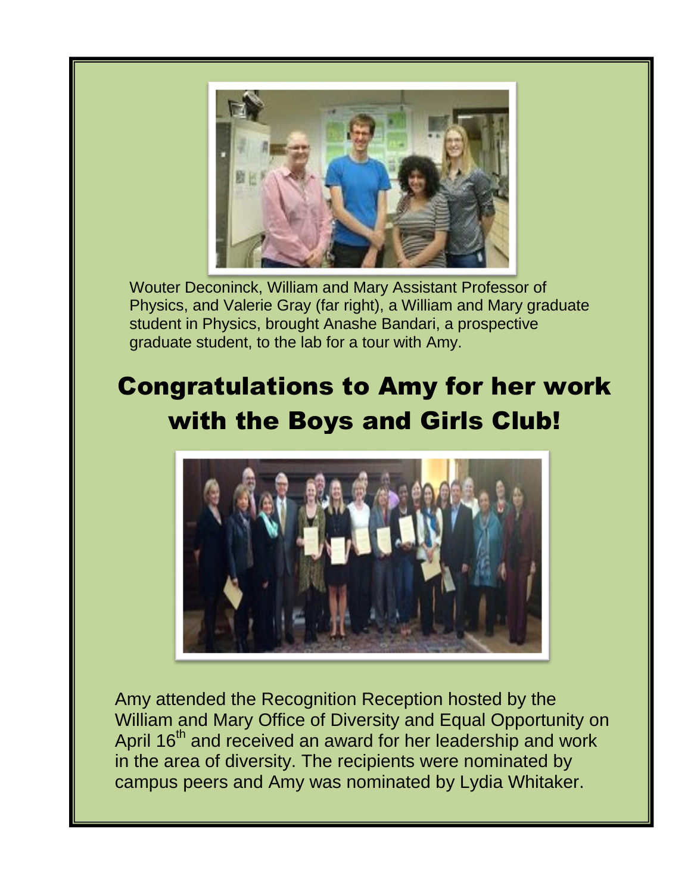Wouter Deconinck, William and Mary Assistant Professor of Physics, and Valerie Gray (far right), a William and Mary graduate student in Physics, brought Anashe Bandari, a prospective graduate student, to the lab for a tour with Amy.

# Congratulations to Amy for her work with the Boys and Girls Club!

Amy attended the Recognition Reception hosted by the William and Mary Office of Diversity and Equal Opportunity on April 16th and received an award for her leadership and work in the area of diversity. The recipients were nominated by campus peers and Amy was nominated by Lydia Whitaker.